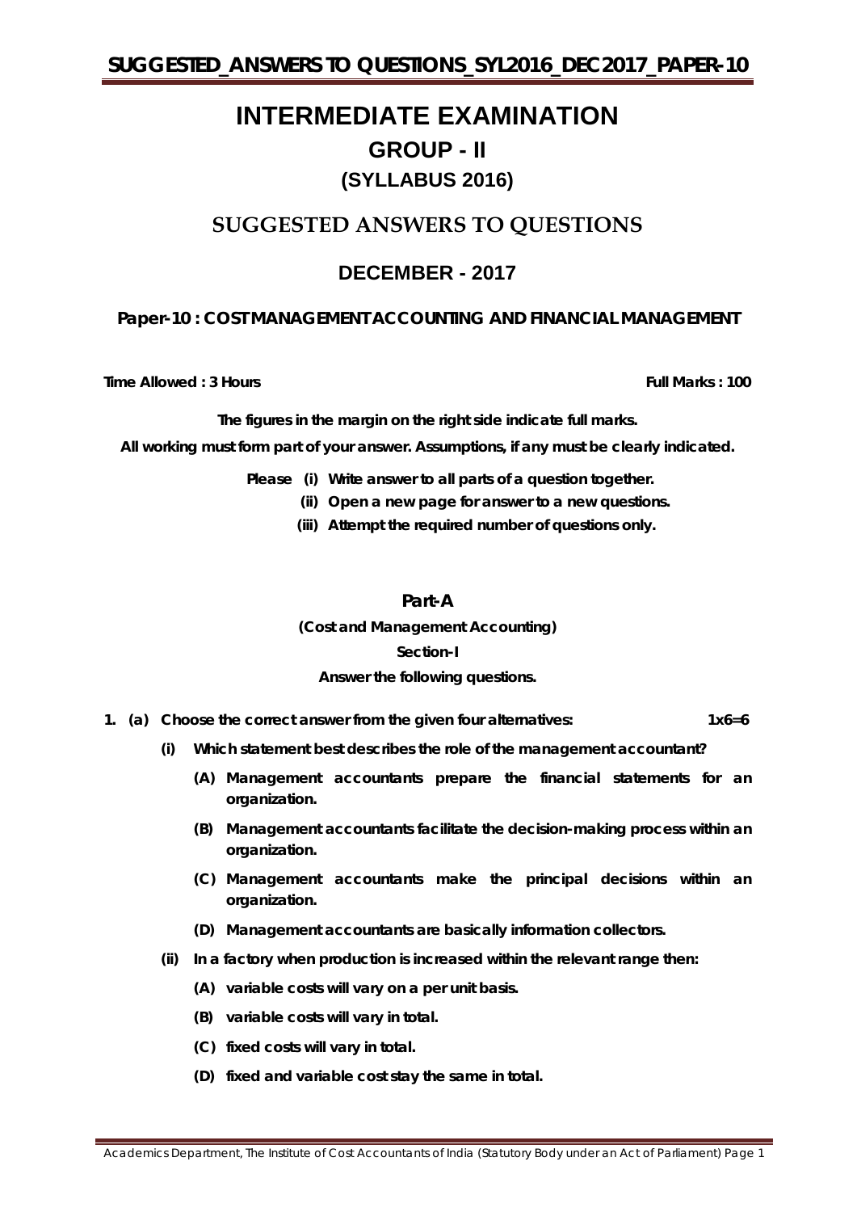# INTERMEDIATE EXAMINATION

## GROUP - II

## (SYLLABUS 2016)

## SUGGESTED ANSWERS TO QUESTIONS

## DECEMBER - 2017

### Paper-10 : COST MANAGEMENT ACCOUNTING AND FINANCIAL MANAGEMENT

**Time Allowed : 3 Hours** **Full Marks : 100**

**The figures in the margin on the right side indicate full marks.**

**All working must form part of your answer. Assumptions, if any must be clearly indicated.**

**Please (i) Write answer to all parts of a question together.**

**(ii) Open a new page for answer to a new questions.**

**(iii) Attempt the required number of questions only.**

### Part-A

**(Cost and Management Accounting)**

**Section-I**

**Answer the following questions.**

**1. (a) Choose the correct answer from the given four alternatives: 1x6=6**

**(i) Which statement best describes the role of the management accountant?**

**(A) Management accountants prepare the financial statements for an organization.**

**(B) Management accountants facilitate the decision-making process within an organization.**

**(C) Management accountants make the principal decisions within an organization.**

**(D) Management accountants are basically information collectors.**

**(ii) In a factory when production is increased within the relevant range then:**

**(A) variable costs will vary on a per unit basis.**

**(B) variable costs will vary in total.**

**(C) fixed costs will vary in total.**

**(D) fixed and variable cost stay the same in total.**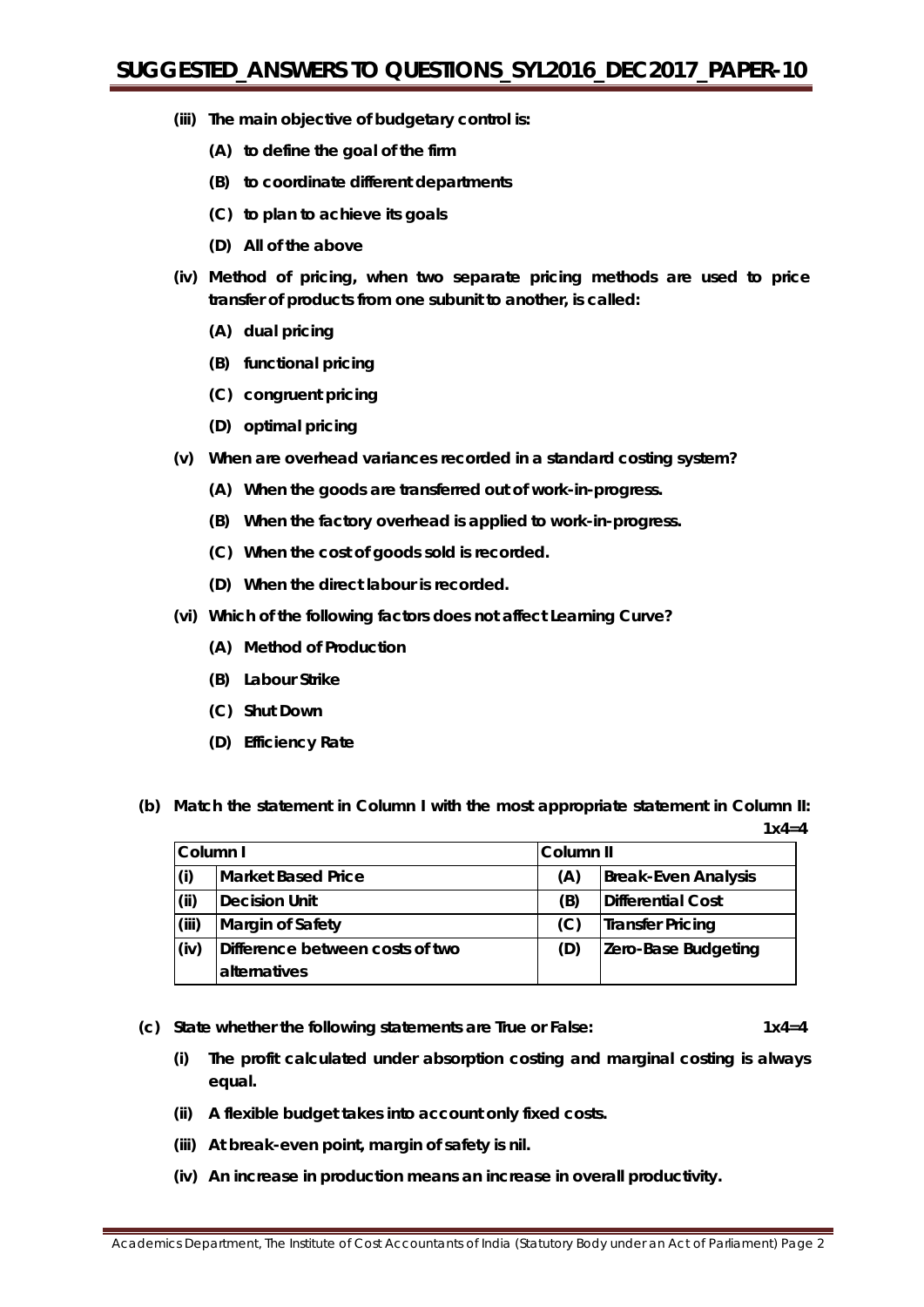**(iii) The main objective of budgetary control is:**

- **(A) to define the goal of the firm**
- **(B) to coordinate different departments**
- **(C) to plan to achieve its goals**
- **(D) All of the above**

**(iv) Method of pricing, when two separate pricing methods are used to price transfer of products from one subunit to another, is called:**

- **(A) dual pricing**
- **(B) functional pricing**
- **(C) congruent pricing**
- **(D) optimal pricing**

**(v) When are overhead variances recorded in a standard costing system?**

- **(A) When the goods are transferred out of work-in-progress.**
- **(B) When the factory overhead is applied to work-in-progress.**
- **(C) When the cost of goods sold is recorded.**
- **(D) When the direct labour is recorded.**

**(vi) Which of the following factors does not affect Learning Curve?**

- **(A) Method of Production**
- **(B) Labour Strike**
- **(C) Shut Down**
- **(D) Efficiency Rate**

**(b) Match the statement in Column I with the most appropriate statement in Column II:** **1x4=4**

| Column I | | Column II | |
|---|---|---|---|
| (i) | Market Based Price | (A) | Break-Even Analysis |
| (ii) | Decision Unit | (B) | Differential Cost |
| (iii) | Margin of Safety | (C) | Transfer Pricing |
| (iv) | Difference between costs of two alternatives | (D) | Zero-Base Budgeting |

**(c) State whether the following statements are True or False:** **1x4=4**

- **(i) The profit calculated under absorption costing and marginal costing is always equal.**
- **(ii) A flexible budget takes into account only fixed costs.**
- **(iii) At break-even point, margin of safety is nil.**
- **(iv) An increase in production means an increase in overall productivity.**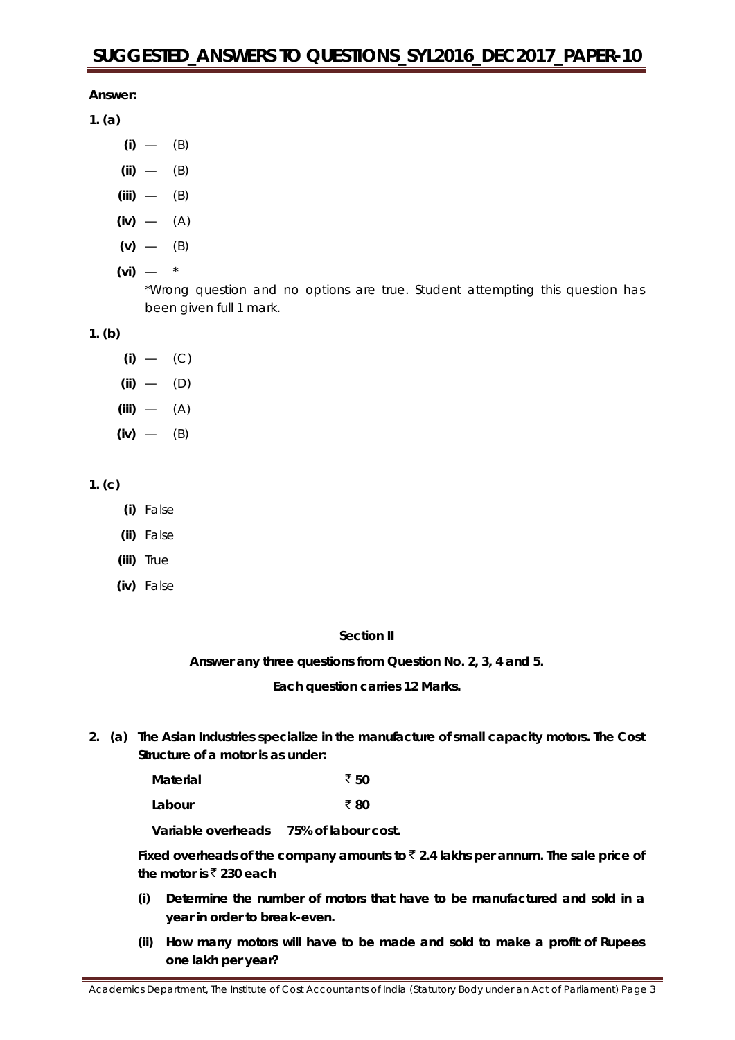**Answer:**

**1. (a)**

- **(i)** — (B)
- **(ii)** — (B)
- **(iii)** — (B)
- **(iv)** — (A)
- **(v)** — (B)
- **(vi)** — *

  *Wrong question and no options are true. Student attempting this question has been given full 1 mark.

**1. (b)**

- **(i)** — (C)
- **(ii)** — (D)
- **(iii)** — (A)
- **(iv)** — (B)

**1. (c)**

- **(i)** False
- **(ii)** False
- **(iii)** True
- **(iv)** False

**Section II**

**Answer any three questions from Question No. 2, 3, 4 and 5.**

**Each question carries 12 Marks.**

**2. (a) The Asian Industries specialize in the manufacture of small capacity motors. The Cost Structure of a motor is as under:**

| | |
|---|---|
| **Material** | **₹ 50** |
| **Labour** | **₹ 80** |
| **Variable overheads** | **75% of labour cost.** |

**Fixed overheads of the company amounts to ₹ 2.4 lakhs per annum. The sale price of the motor is ₹ 230 each**

**(i) Determine the number of motors that have to be manufactured and sold in a year in order to break-even.**

**(ii) How many motors will have to be made and sold to make a profit of Rupees one lakh per year?**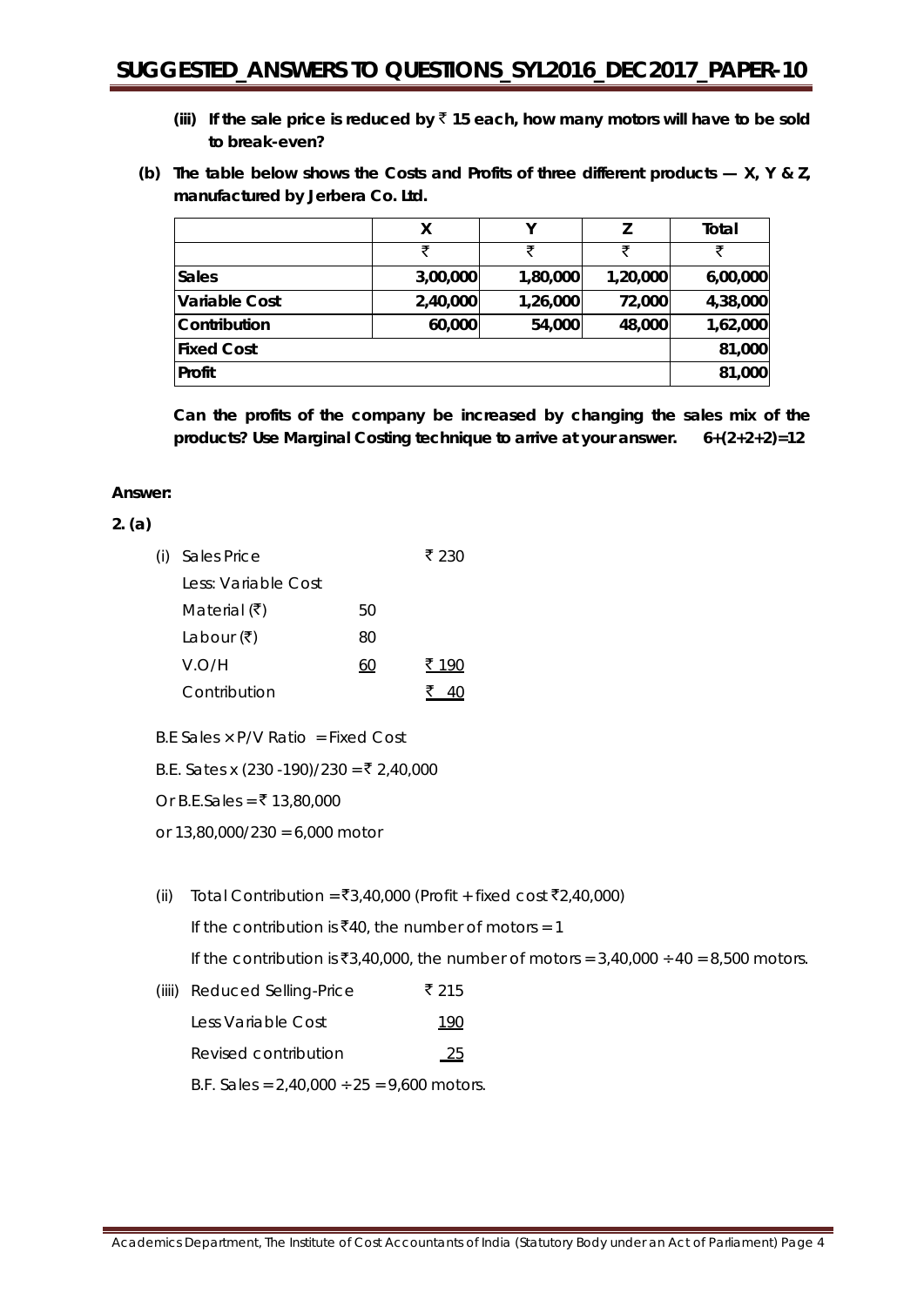**(iii) If the sale price is reduced by ₹ 15 each, how many motors will have to be sold to break-even?**

**(b) The table below shows the Costs and Profits of three different products — X, Y & Z, manufactured by Jerbera Co. Ltd.**

| | X | Y | Z | Total |
|---|---|---|---|---|
| | ₹ | ₹ | ₹ | ₹ |
| **Sales** | **3,00,000** | **1,80,000** | **1,20,000** | **6,00,000** |
| **Variable Cost** | **2,40,000** | **1,26,000** | **72,000** | **4,38,000** |
| **Contribution** | **60,000** | **54,000** | **48,000** | **1,62,000** |
| **Fixed Cost** | | | | **81,000** |
| **Profit** | | | | **81,000** |

**Can the profits of the company be increased by changing the sales mix of the products? Use Marginal Costing technique to arrive at your answer. 6+(2+2+2)=12**

**Answer:**

**2. (a)**

(i) Sales Price ₹ 230

Less: Variable Cost

| | | |
|---|---|---|
| Material (₹) | 50 | |
| Labour (₹) | 80 | |
| V.O/H | 60 | ₹ 190 |
| Contribution | | ₹ 40 |

B.E Sales × P/V Ratio = Fixed Cost

B.E. Sates x (230 -190)/230 = ₹ 2,40,000

Or B.E.Sales = ₹ 13,80,000

or 13,80,000/230 = 6,000 motor

(ii) Total Contribution = ₹3,40,000 (Profit + fixed cost ₹2,40,000)

If the contribution is ₹40, the number of motors = 1

If the contribution is ₹3,40,000, the number of motors = 3,40,000 ÷ 40 = 8,500 motors.

(iiii) Reduced Selling-Price ₹ 215

| | |
|---|---|
| Less Variable Cost | 190 |
| Revised contribution | 25 |

B.F. Sales = 2,40,000 ÷ 25 = 9,600 motors.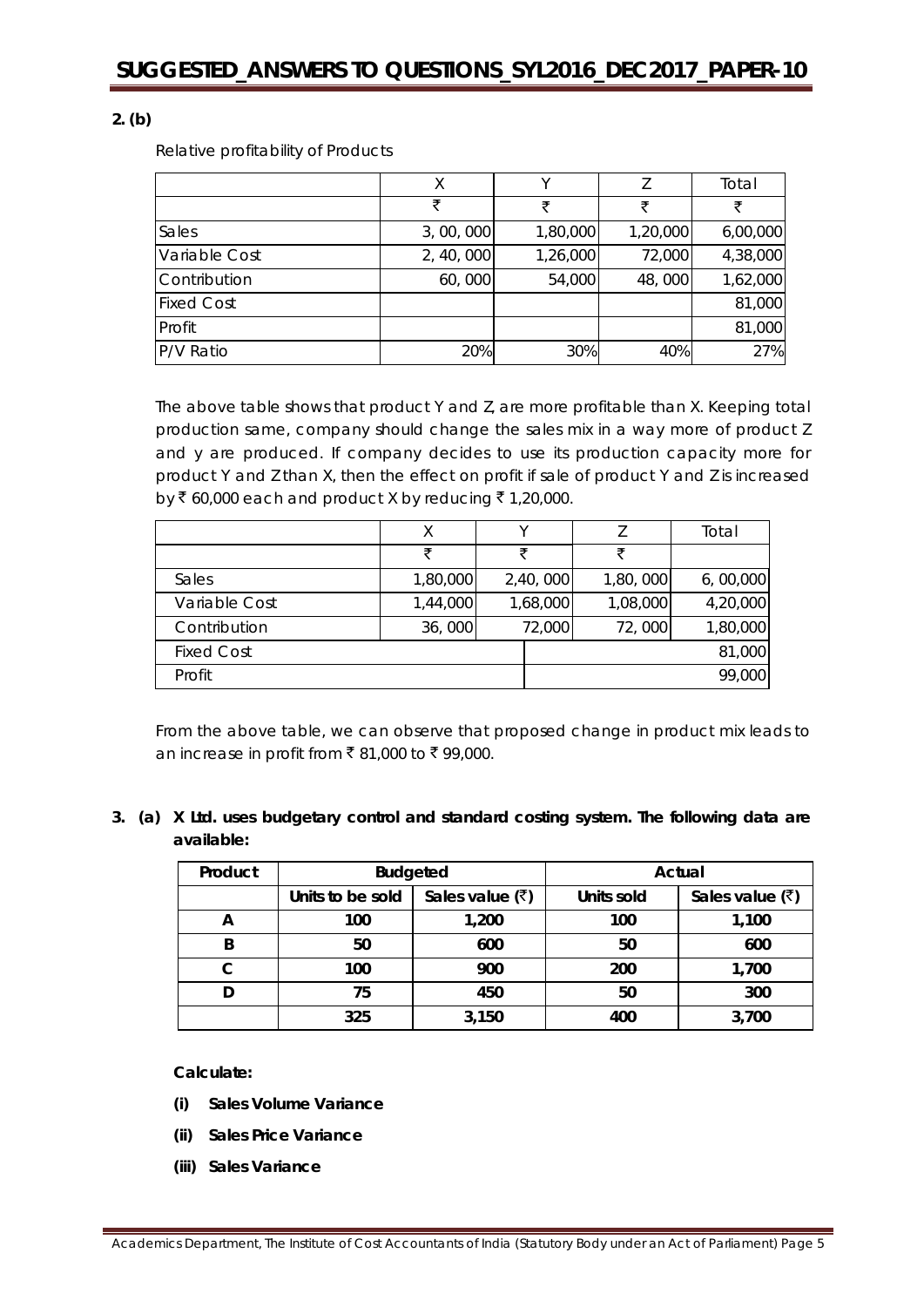**2. (b)**

Relative profitability of Products

| | X | Y | Z | Total |
|---|---|---|---|---|
| | ₹ | ₹ | ₹ | ₹ |
| Sales | 3, 00, 000 | 1,80,000 | 1,20,000 | 6,00,000 |
| Variable Cost | 2, 40, 000 | 1,26,000 | 72,000 | 4,38,000 |
| Contribution | 60, 000 | 54,000 | 48, 000 | 1,62,000 |
| Fixed Cost | | | | 81,000 |
| Profit | | | | 81,000 |
| P/V Ratio | 20% | 30% | 40% | 27% |

The above table shows that product Y and Z, are more profitable than X. Keeping total production same, company should change the sales mix in a way more of product Z and y are produced. If company decides to use its production capacity more for product Y and Z than X, then the effect on profit if sale of product Y and Z is increased by ₹ 60,000 each and product X by reducing ₹ 1,20,000.

| | X | Y | Z | Total |
|---|---|---|---|---|
| | ₹ | ₹ | ₹ | |
| Sales | 1,80,000 | 2,40, 000 | 1,80, 000 | 6, 00,000 |
| Variable Cost | 1,44,000 | 1,68,000 | 1,08,000 | 4,20,000 |
| Contribution | 36, 000 | 72,000 | 72, 000 | 1,80,000 |
| Fixed Cost | | | | 81,000 |
| Profit | | | | 99,000 |

From the above table, we can observe that proposed change in product mix leads to an increase in profit from ₹ 81,000 to ₹ 99,000.

**3. (a) X Ltd. uses budgetary control and standard costing system. The following data are available:**

| Product | Budgeted | | Actual | |
|---|---|---|---|---|
| | Units to be sold | Sales value (₹) | Units sold | Sales value (₹) |
| A | 100 | 1,200 | 100 | 1,100 |
| B | 50 | 600 | 50 | 600 |
| C | 100 | 900 | 200 | 1,700 |
| D | 75 | 450 | 50 | 300 |
| | 325 | 3,150 | 400 | 3,700 |

**Calculate:**

**(i) Sales Volume Variance**

**(ii) Sales Price Variance**

**(iii) Sales Variance**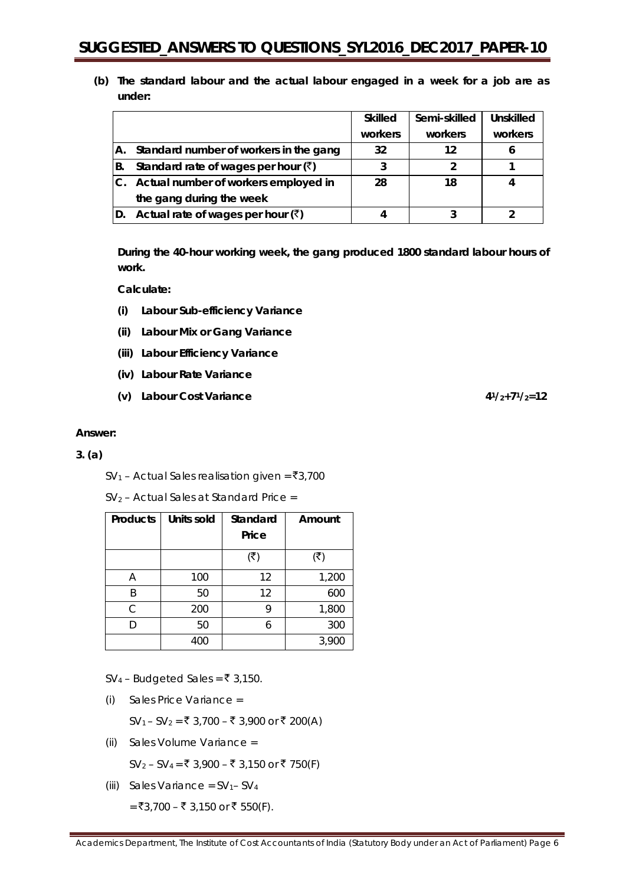**(b) The standard labour and the actual labour engaged in a week for a job are as under:**

| | Skilled workers | Semi-skilled workers | Unskilled workers |
|---|---|---|---|
| **A. Standard number of workers in the gang** | **32** | **12** | **6** |
| **B. Standard rate of wages per hour (₹)** | **3** | **2** | **1** |
| **C. Actual number of workers employed in the gang during the week** | **28** | **18** | **4** |
| **D. Actual rate of wages per hour (₹)** | **4** | **3** | **2** |

**During the 40-hour working week, the gang produced 1800 standard labour hours of work.**

**Calculate:**

**(i) Labour Sub-efficiency Variance**

**(ii) Labour Mix or Gang Variance**

**(iii) Labour Efficiency Variance**

**(iv) Labour Rate Variance**

**(v) Labour Cost Variance** **$4^1/_2+7^1/_2=12$**

**Answer:**

**3. (a)**

$SV_1$ – Actual Sales realisation given = ₹3,700

$SV_2$ – Actual Sales at Standard Price =

| Products | Units sold | Standard Price | Amount |
|---|---|---|---|
| | | (₹) | (₹) |
| A | 100 | 12 | 1,200 |
| B | 50 | 12 | 600 |
| C | 200 | 9 | 1,800 |
| D | 50 | 6 | 300 |
| | 400 | | 3,900 |

$SV_4$ – Budgeted Sales = ₹ 3,150.

(i) Sales Price Variance =

$SV_1 – SV_2$ = ₹ 3,700 – ₹ 3,900 or ₹ 200(A)

(ii) Sales Volume Variance =

$SV_2 – SV_4$ = ₹ 3,900 – ₹ 3,150 or ₹ 750(F)

(iii) Sales Variance = $SV_1 – SV_4$

= ₹3,700 – ₹ 3,150 or ₹ 550(F).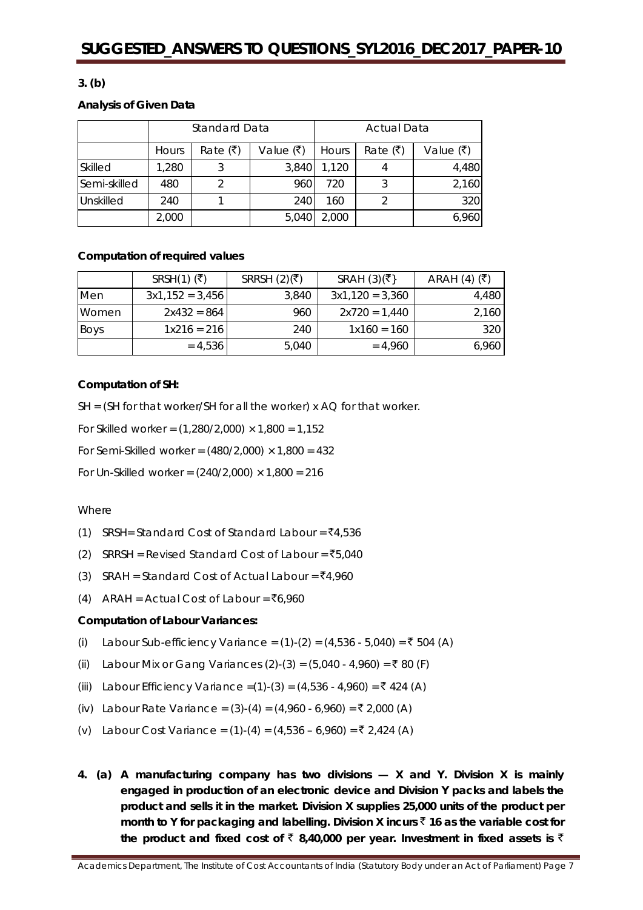**3. (b)**

**Analysis of Given Data**

| | Standard Data | | | Actual Data | | |
|---|---|---|---|---|---|---|
| | Hours | Rate (₹) | Value (₹) | Hours | Rate (₹) | Value (₹) |
| Skilled | 1,280 | 3 | 3,840 | 1,120 | 4 | 4,480 |
| Semi-skilled | 480 | 2 | 960 | 720 | 3 | 2,160 |
| Unskilled | 240 | 1 | 240 | 160 | 2 | 320 |
| | 2,000 | | 5,040 | 2,000 | | 6,960 |

**Computation of required values**

| | SRSH(1) (₹) | SRRSH (2)(₹) | SRAH (3)(₹} | ARAH (4) (₹) |
|---|---|---|---|---|
| Men | 3x1,152 = 3,456 | 3,840 | 3x1,120 = 3,360 | 4,480 |
| Women | 2x432 = 864 | 960 | 2x720 = 1,440 | 2,160 |
| Boys | 1x216 = 216 | 240 | 1x160 = 160 | 320 |
| | = 4,536 | 5,040 | = 4,960 | 6,960 |

**Computation of SH:**

SH = (SH for that worker/SH for all the worker) x AQ for that worker.

For Skilled worker = (1,280/2,000) × 1,800 = 1,152

For Semi-Skilled worker = (480/2,000) × 1,800 = 432

For Un-Skilled worker = (240/2,000) × 1,800 = 216

Where

(1) SRSH= Standard Cost of Standard Labour = ₹4,536

(2) SRRSH = Revised Standard Cost of Labour = ₹5,040

(3) SRAH = Standard Cost of Actual Labour = ₹4,960

(4) ARAH = Actual Cost of Labour = ₹6,960

**Computation of Labour Variances:**

(i) Labour Sub-efficiency Variance = (1)-(2) = (4,536 - 5,040) = ₹ 504 (A)

(ii) Labour Mix or Gang Variances (2)-(3) = (5,040 - 4,960) = ₹ 80 (F)

(iii) Labour Efficiency Variance =(1)-(3) = (4,536 - 4,960) = ₹ 424 (A)

(iv) Labour Rate Variance = (3)-(4) = (4,960 - 6,960) = ₹ 2,000 (A)

(v) Labour Cost Variance = (1)-(4) = (4,536 – 6,960) = ₹ 2,424 (A)

**4. (a) A manufacturing company has two divisions — X and Y. Division X is mainly engaged in production of an electronic device and Division Y packs and labels the product and sells it in the market. Division X supplies 25,000 units of the product per month to Y for packaging and labelling. Division X incurs ₹ 16 as the variable cost for the product and fixed cost of ₹ 8,40,000 per year. Investment in fixed assets is ₹**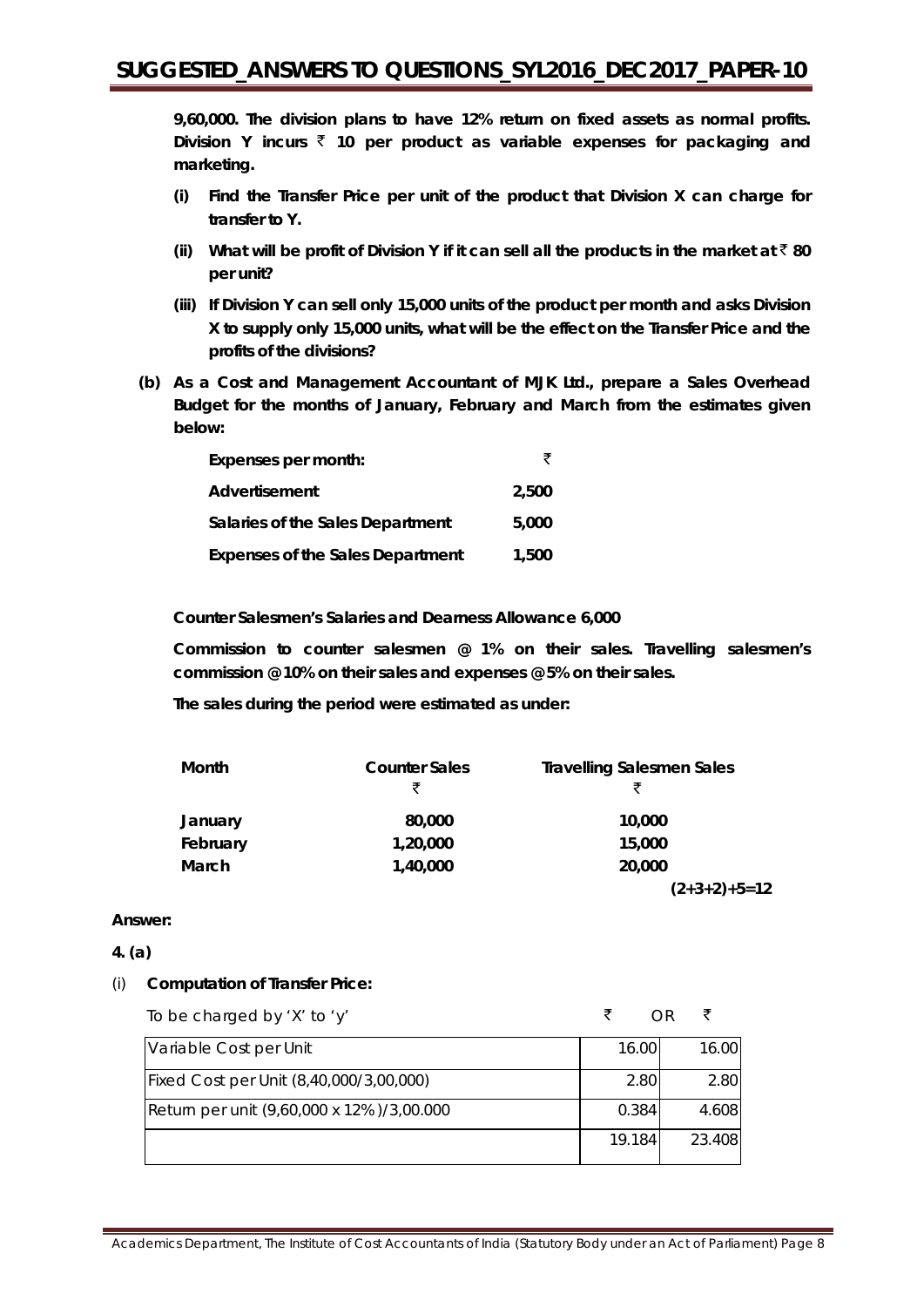**9,60,000. The division plans to have 12% return on fixed assets as normal profits. Division Y incurs ₹ 10 per product as variable expenses for packaging and marketing.**

**(i) Find the Transfer Price per unit of the product that Division X can charge for transfer to Y.**

**(ii) What will be profit of Division Y if it can sell all the products in the market at ₹ 80 per unit?**

**(iii) If Division Y can sell only 15,000 units of the product per month and asks Division X to supply only 15,000 units, what will be the effect on the Transfer Price and the profits of the divisions?**

**(b) As a Cost and Management Accountant of MJK Ltd., prepare a Sales Overhead Budget for the months of January, February and March from the estimates given below:**

| **Expenses per month:** | ₹ |
|---|---|
| **Advertisement** | **2,500** |
| **Salaries of the Sales Department** | **5,000** |
| **Expenses of the Sales Department** | **1,500** |

**Counter Salesmen's Salaries and Dearness Allowance 6,000**

**Commission to counter salesmen @ 1% on their sales. Travelling salesmen's commission @ 10% on their sales and expenses @ 5% on their sales.**

**The sales during the period were estimated as under:**

| **Month** | **Counter Sales** ₹ | **Travelling Salesmen Sales** ₹ |
|---|---|---|
| **January** | **80,000** | **10,000** |
| **February** | **1,20,000** | **15,000** |
| **March** | **1,40,000** | **20,000** |

**(2+3+2)+5=12**

**Answer:**

**4. (a)**

(i) **Computation of Transfer Price:**

| To be charged by 'X' to 'y' | ₹ | OR ₹ |
|---|---|---|
| Variable Cost per Unit | 16.00 | 16.00 |
| Fixed Cost per Unit (8,40,000/3,00,000) | 2.80 | 2.80 |
| Return per unit (9,60,000 x 12%)/3,00,000 | 0.384 | 4.608 |
| | 19.184 | 23.408 |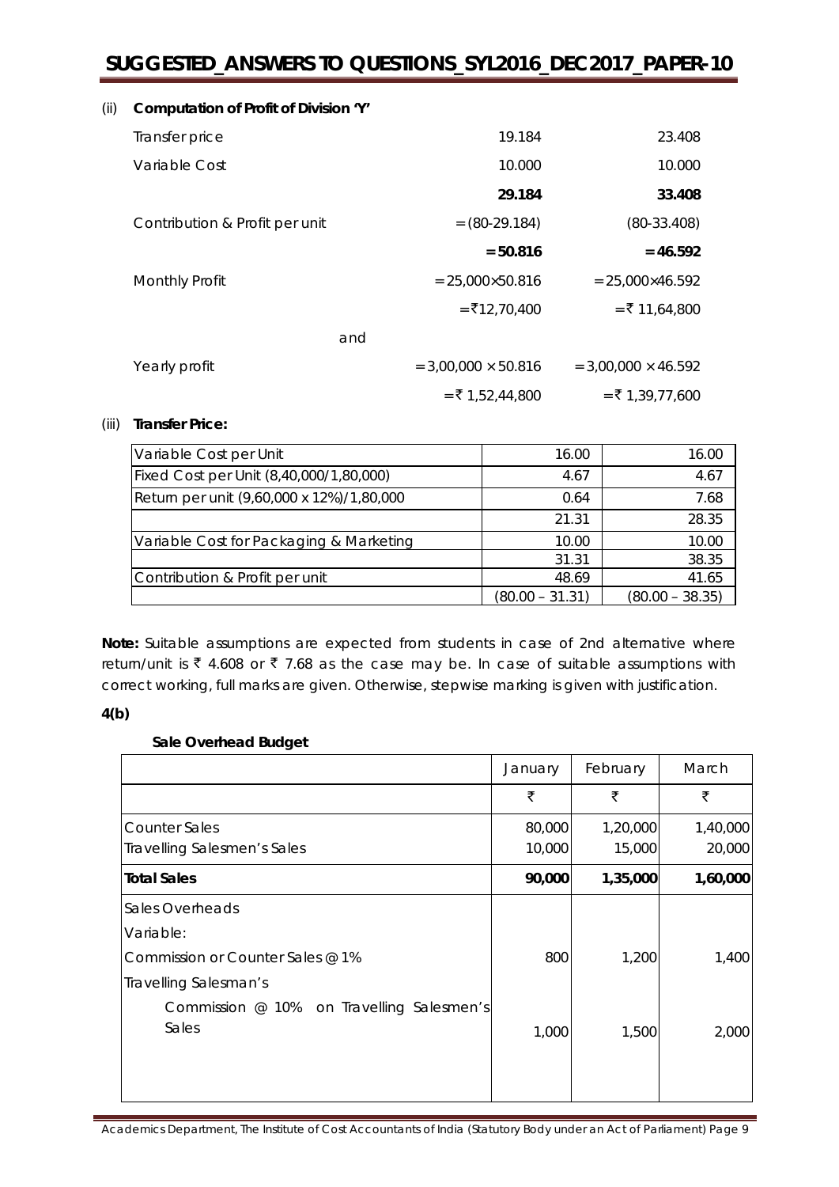(ii) **Computation of Profit of Division 'Y'**

| | | |
|---|---:|---:|
| Transfer price | 19.184 | 23.408 |
| Variable Cost | 10.000 | 10.000 |
| | **29.184** | **33.408** |
| Contribution & Profit per unit | = (80-29.184) | (80-33.408) |
| | **= 50.816** | **= 46.592** |
| Monthly Profit | = 25,000×50.816 | = 25,000×46.592 |
| | =₹12,70,400 | = ₹ 11,64,800 |
| and | | |
| Yearly profit | = 3,00,000 × 50.816 | = 3,00,000 × 46.592 |
| | = ₹ 1,52,44,800 | = ₹ 1,39,77,600 |

(iii) **Transfer Price:**

| | | |
|---|---:|---:|
| Variable Cost per Unit | 16.00 | 16.00 |
| Fixed Cost per Unit (8,40,000/1,80,000) | 4.67 | 4.67 |
| Return per unit (9,60,000 x 12%)/1,80,000 | 0.64 | 7.68 |
| | 21.31 | 28.35 |
| Variable Cost for Packaging & Marketing | 10.00 | 10.00 |
| | 31.31 | 38.35 |
| Contribution & Profit per unit | 48.69 | 41.65 |
| | (80.00 – 31.31) | (80.00 – 38.35) |

**Note:** Suitable assumptions are expected from students in case of 2nd alternative where return/unit is ₹ 4.608 or ₹ 7.68 as the case may be. In case of suitable assumptions with correct working, full marks are given. Otherwise, stepwise marking is given with justification.

**4(b)**

**Sale Overhead Budget**

| | January | February | March |
|---|---:|---:|---:|
| | ₹ | ₹ | ₹ |
| Counter Sales | 80,000 | 1,20,000 | 1,40,000 |
| Travelling Salesmen's Sales | 10,000 | 15,000 | 20,000 |
| **Total Sales** | **90,000** | **1,35,000** | **1,60,000** |
| Sales Overheads | | | |
| Variable: | | | |
| Commission or Counter Sales @ 1% | 800 | 1,200 | 1,400 |
| Travelling Salesman's | | | |
| Commission @ 10% on Travelling Salesmen's Sales | 1,000 | 1,500 | 2,000 |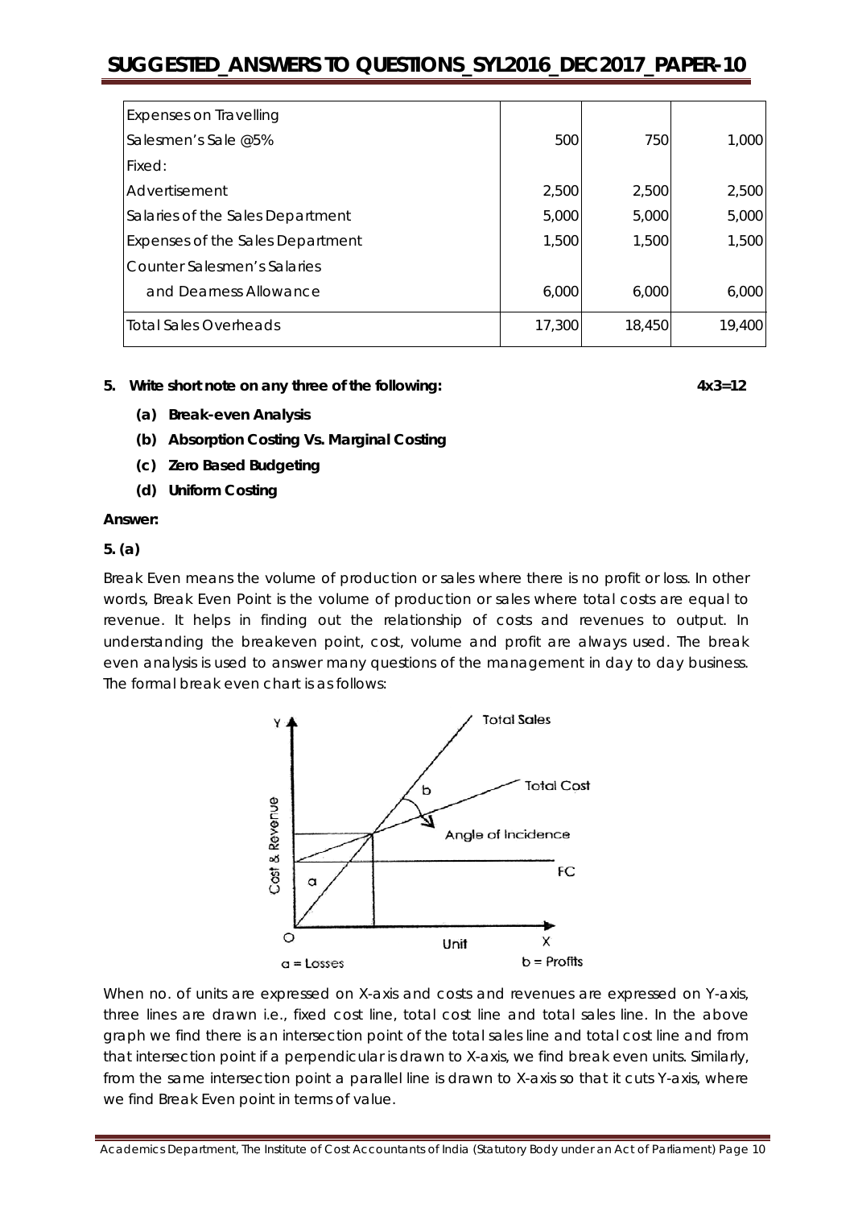| | | | |
|---|---|---|---|
| Expenses on Travelling | | | |
| Salesmen's Sale @5% | 500 | 750 | 1,000 |
| Fixed: | | | |
| Advertisement | 2,500 | 2,500 | 2,500 |
| Salaries of the Sales Department | 5,000 | 5,000 | 5,000 |
| Expenses of the Sales Department | 1,500 | 1,500 | 1,500 |
| Counter Salesmen's Salaries | | | |
| and Dearness Allowance | 6,000 | 6,000 | 6,000 |
| Total Sales Overheads | 17,300 | 18,450 | 19,400 |

**5. Write short note on any three of the following: 4x3=12**

**(a) Break-even Analysis**

**(b) Absorption Costing Vs. Marginal Costing**

**(c) Zero Based Budgeting**

**(d) Uniform Costing**

**Answer:**

**5. (a)**

Break Even means the volume of production or sales where there is no profit or loss. In other words, Break Even Point is the volume of production or sales where total costs are equal to revenue. It helps in finding out the relationship of costs and revenues to output. In understanding the breakeven point, cost, volume and profit are always used. The break even analysis is used to answer many questions of the management in day to day business. The formal break even chart is as follows:

a = Losses    b = Profits

When no. of units are expressed on X-axis and costs and revenues are expressed on Y-axis, three lines are drawn i.e., fixed cost line, total cost line and total sales line. In the above graph we find there is an intersection point of the total sales line and total cost line and from that intersection point if a perpendicular is drawn to X-axis, we find break even units. Similarly, from the same intersection point a parallel line is drawn to X-axis so that it cuts Y-axis, where we find Break Even point in terms of value.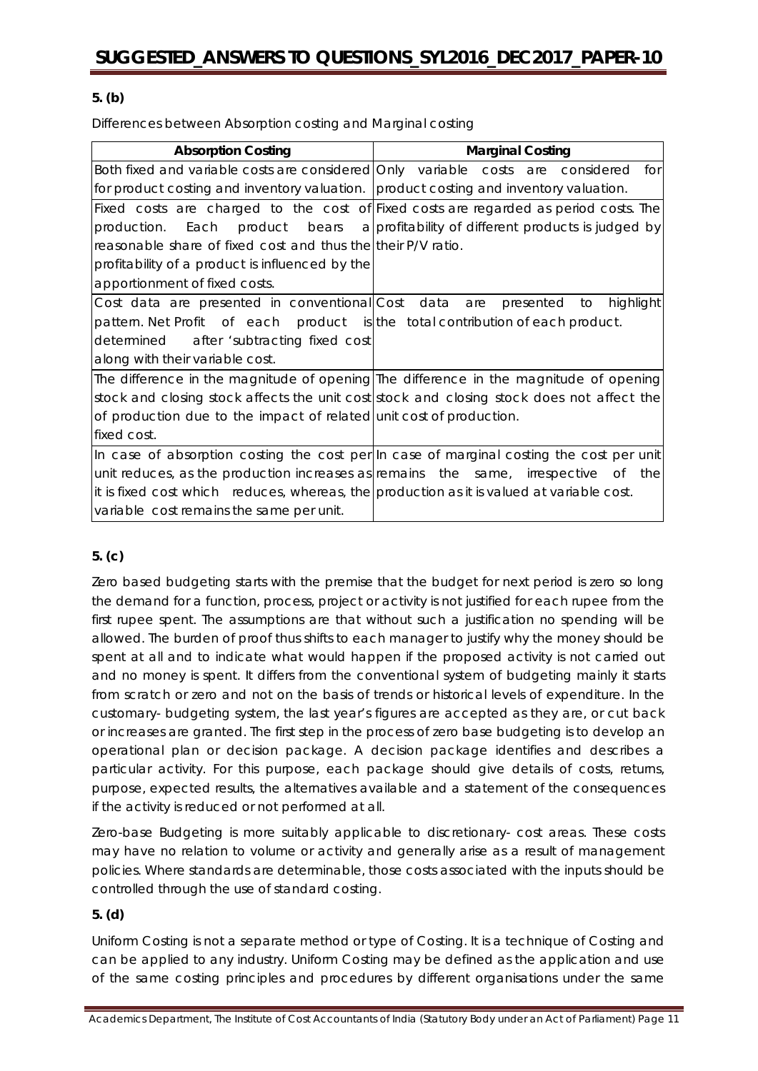**5. (b)**

Differences between Absorption costing and Marginal costing

| Absorption Costing | Marginal Costing |
| --- | --- |
| Both fixed and variable costs are considered for product costing and inventory valuation. | Only variable costs are considered for product costing and inventory valuation. |
| Fixed costs are charged to the cost of production. Each product bears a reasonable share of fixed cost and thus the profitability of a product is influenced by the apportionment of fixed costs. | Fixed costs are regarded as period costs. The profitability of different products is judged by their P/V ratio. |
| Cost data are presented in conventional pattern. Net Profit of each product is determined after 'subtracting fixed cost along with their variable cost. | Cost data are presented to highlight the total contribution of each product. |
| The difference in the magnitude of opening stock and closing stock affects the unit cost of production due to the impact of related fixed cost. | The difference in the magnitude of opening stock and closing stock does not affect the unit cost of production. |
| In case of absorption costing the cost per unit reduces, as the production increases as it is fixed cost which reduces, whereas, the variable cost remains the same per unit. | In case of marginal costing the cost per unit remains the same, irrespective of the production as it is valued at variable cost. |

**5. (c)**

Zero based budgeting starts with the premise that the budget for next period is zero so long the demand for a function, process, project or activity is not justified for each rupee from the first rupee spent. The assumptions are that without such a justification no spending will be allowed. The burden of proof thus shifts to each manager to justify why the money should be spent at all and to indicate what would happen if the proposed activity is not carried out and no money is spent. It differs from the conventional system of budgeting mainly it starts from scratch or zero and not on the basis of trends or historical levels of expenditure. In the customary- budgeting system, the last year's figures are accepted as they are, or cut back or increases are granted. The first step in the process of zero base budgeting is to develop an operational plan or decision package. A decision package identifies and describes a particular activity. For this purpose, each package should give details of costs, returns, purpose, expected results, the alternatives available and a statement of the consequences if the activity is reduced or not performed at all.

Zero-base Budgeting is more suitably applicable to discretionary- cost areas. These costs may have no relation to volume or activity and generally arise as a result of management policies. Where standards are determinable, those costs associated with the inputs should be controlled through the use of standard costing.

**5. (d)**

Uniform Costing is not a separate method or type of Costing. It is a technique of Costing and can be applied to any industry. Uniform Costing may be defined as the application and use of the same costing principles and procedures by different organisations under the same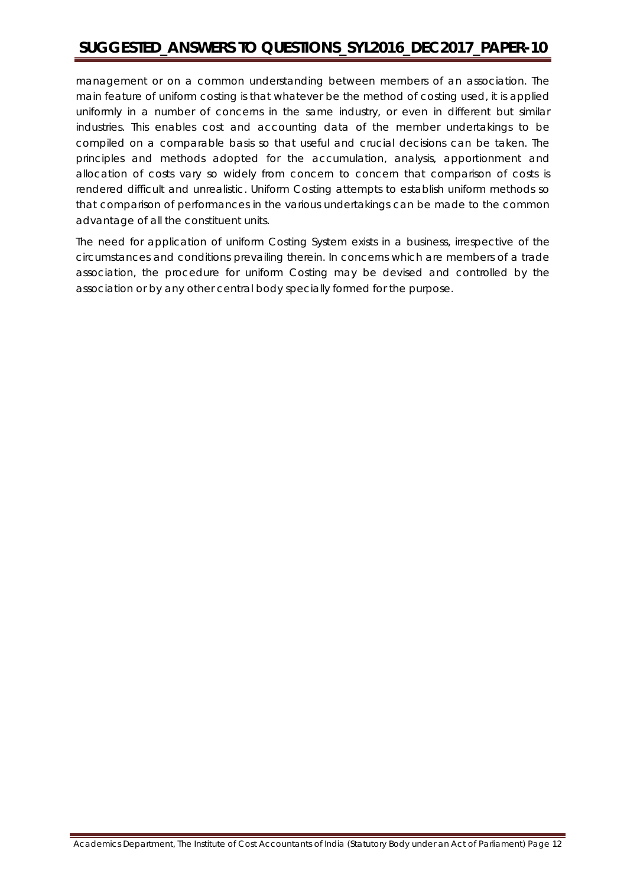management or on a common understanding between members of an association. The main feature of uniform costing is that whatever be the method of costing used, it is applied uniformly in a number of concerns in the same industry, or even in different but similar industries. This enables cost and accounting data of the member undertakings to be compiled on a comparable basis so that useful and crucial decisions can be taken. The principles and methods adopted for the accumulation, analysis, apportionment and allocation of costs vary so widely from concern to concern that comparison of costs is rendered difficult and unrealistic. Uniform Costing attempts to establish uniform methods so that comparison of performances in the various undertakings can be made to the common advantage of all the constituent units.

The need for application of uniform Costing System exists in a business, irrespective of the circumstances and conditions prevailing therein. In concerns which are members of a trade association, the procedure for uniform Costing may be devised and controlled by the association or by any other central body specially formed for the purpose.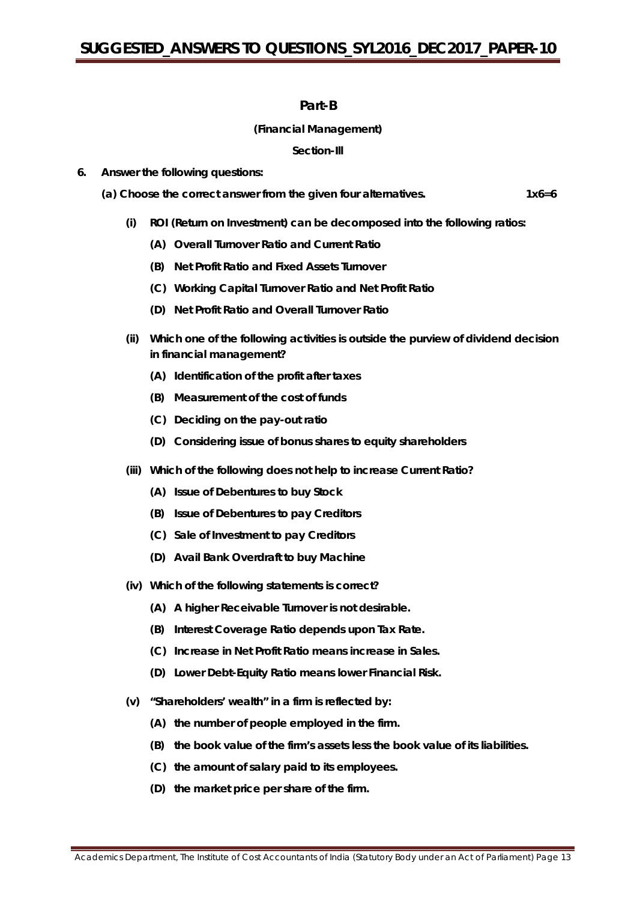## Part-B

**(Financial Management)**

**Section-III**

**6. Answer the following questions:**

**(a) Choose the correct answer from the given four alternatives. 1x6=6**

**(i) ROI (Return on Investment) can be decomposed into the following ratios:**

**(A) Overall Turnover Ratio and Current Ratio**

**(B) Net Profit Ratio and Fixed Assets Turnover**

**(C) Working Capital Turnover Ratio and Net Profit Ratio**

**(D) Net Profit Ratio and Overall Turnover Ratio**

**(ii) Which one of the following activities is outside the purview of dividend decision in financial management?**

**(A) Identification of the profit after taxes**

**(B) Measurement of the cost of funds**

**(C) Deciding on the pay-out ratio**

**(D) Considering issue of bonus shares to equity shareholders**

**(iii) Which of the following does not help to increase Current Ratio?**

**(A) Issue of Debentures to buy Stock**

**(B) Issue of Debentures to pay Creditors**

**(C) Sale of Investment to pay Creditors**

**(D) Avail Bank Overdraft to buy Machine**

**(iv) Which of the following statements is correct?**

**(A) A higher Receivable Turnover is not desirable.**

**(B) Interest Coverage Ratio depends upon Tax Rate.**

**(C) Increase in Net Profit Ratio means increase in Sales.**

**(D) Lower Debt-Equity Ratio means lower Financial Risk.**

**(v) "Shareholders' wealth" in a firm is reflected by:**

**(A) the number of people employed in the firm.**

**(B) the book value of the firm's assets less the book value of its liabilities.**

**(C) the amount of salary paid to its employees.**

**(D) the market price per share of the firm.**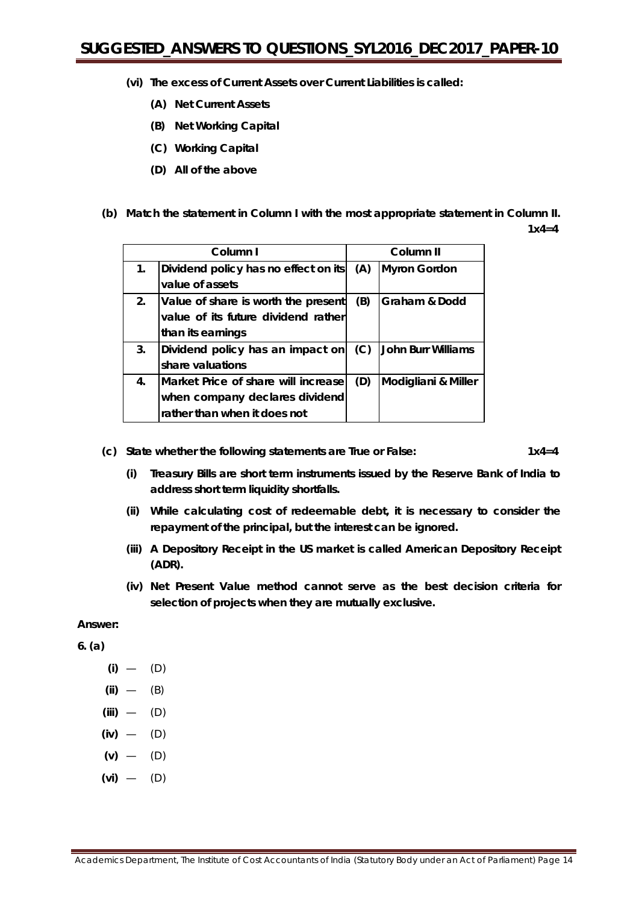**(vi) The excess of Current Assets over Current Liabilities is called:**

**(A) Net Current Assets**

**(B) Net Working Capital**

**(C) Working Capital**

**(D) All of the above**

**(b) Match the statement in Column I with the most appropriate statement in Column II.** **1x4=4**

| | Column I | | Column II |
|---|---|---|---|
| 1. | Dividend policy has no effect on its value of assets | (A) | Myron Gordon |
| 2. | Value of share is worth the present value of its future dividend rather than its earnings | (B) | Graham & Dodd |
| 3. | Dividend policy has an impact on share valuations | (C) | John Burr Williams |
| 4. | Market Price of share will increase when company declares dividend rather than when it does not | (D) | Modigliani & Miller |

**(c) State whether the following statements are True or False:** **1x4=4**

**(i) Treasury Bills are short term instruments issued by the Reserve Bank of India to address short term liquidity shortfalls.**

**(ii) While calculating cost of redeemable debt, it is necessary to consider the repayment of the principal, but the interest can be ignored.**

**(iii) A Depository Receipt in the US market is called American Depository Receipt (ADR).**

**(iv) Net Present Value method cannot serve as the best decision criteria for selection of projects when they are mutually exclusive.**

**Answer:**

**6. (a)**

**(i)** — (D)

**(ii)** — (B)

**(iii)** — (D)

**(iv)** — (D)

**(v)** — (D)

**(vi)** — (D)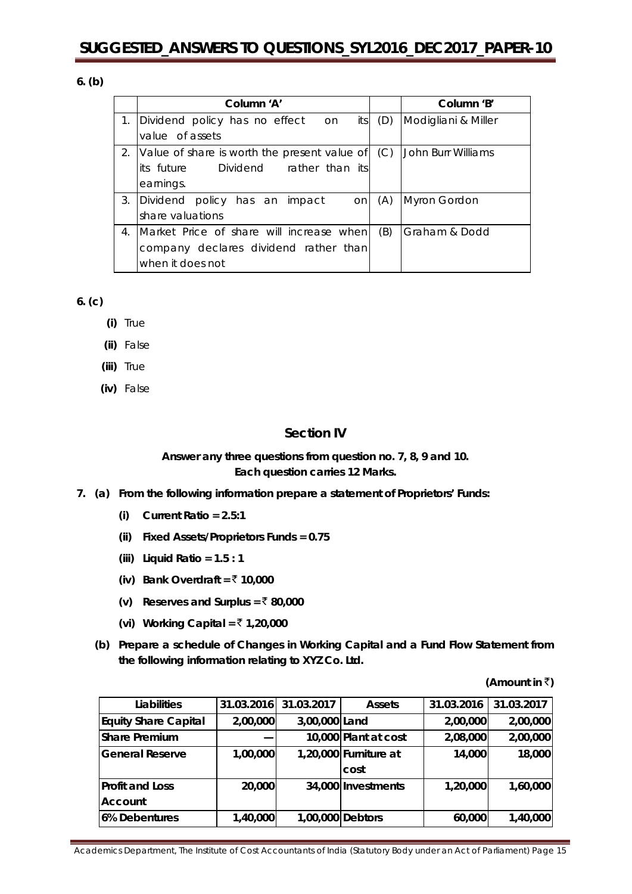**6. (b)**

| | Column 'A' | | Column 'B' |
|---|---|---|---|
| 1. | Dividend policy has no effect on its value of assets | (D) | Modigliani & Miller |
| 2. | Value of share is worth the present value of its future Dividend rather than its earnings. | (C) | John Burr Williams |
| 3. | Dividend policy has an impact on share valuations | (A) | Myron Gordon |
| 4. | Market Price of share will increase when company declares dividend rather than when it does not | (B) | Graham & Dodd |

**6. (c)**

- **(i)** True
- **(ii)** False
- **(iii)** True
- **(iv)** False

## Section IV

**Answer any three questions from question no. 7, 8, 9 and 10.**
**Each question carries 12 Marks.**

**7. (a) From the following information prepare a statement of Proprietors' Funds:**

- **(i) Current Ratio = 2.5:1**
- **(ii) Fixed Assets/Proprietors Funds = 0.75**
- **(iii) Liquid Ratio = 1.5 : 1**
- **(iv) Bank Overdraft = ₹ 10,000**
- **(v) Reserves and Surplus = ₹ 80,000**
- **(vi) Working Capital = ₹ 1,20,000**

**(b) Prepare a schedule of Changes in Working Capital and a Fund Flow Statement from the following information relating to XYZ Co. Ltd.**

**(Amount in ₹)**

| Liabilities | 31.03.2016 | 31.03.2017 | Assets | 31.03.2016 | 31.03.2017 |
|---|---|---|---|---|---|
| Equity Share Capital | 2,00,000 | 3,00,000 | Land | 2,00,000 | 2,00,000 |
| Share Premium | — | 10,000 | Plant at cost | 2,08,000 | 2,00,000 |
| General Reserve | 1,00,000 | 1,20,000 | Furniture at cost | 14,000 | 18,000 |
| Profit and Loss Account | 20,000 | 34,000 | Investments | 1,20,000 | 1,60,000 |
| 6% Debentures | 1,40,000 | 1,00,000 | Debtors | 60,000 | 1,40,000 |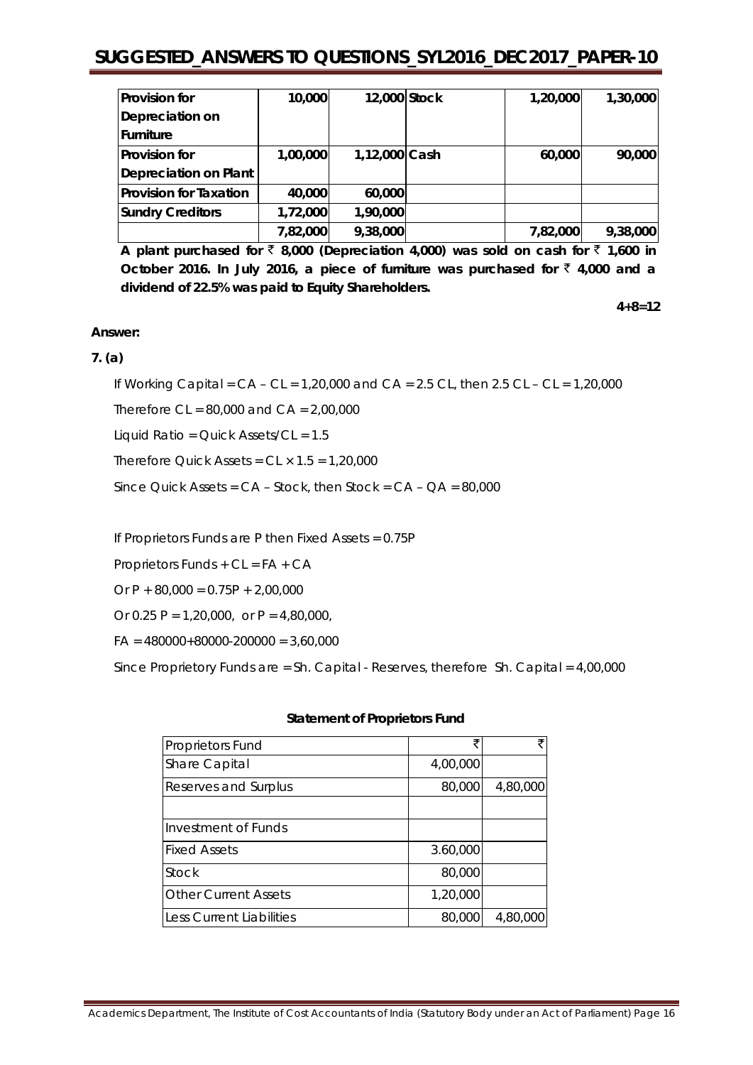| Provision for Depreciation on Furniture | 10,000 | 12,000 | Stock | 1,20,000 | 1,30,000 |
|---|---|---|---|---|---|
| Provision for Depreciation on Plant | 1,00,000 | 1,12,000 | Cash | 60,000 | 90,000 |
| Provision for Taxation | 40,000 | 60,000 | | | |
| Sundry Creditors | 1,72,000 | 1,90,000 | | | |
| | 7,82,000 | 9,38,000 | | 7,82,000 | 9,38,000 |

**A plant purchased for ₹ 8,000 (Depreciation 4,000) was sold on cash for ₹ 1,600 in October 2016. In July 2016, a piece of furniture was purchased for ₹ 4,000 and a dividend of 22.5% was paid to Equity Shareholders.**

**4+8=12**

**Answer:**

**7. (a)**

If Working Capital = CA – CL = 1,20,000 and CA = 2.5 CL, then 2.5 CL – CL = 1,20,000

Therefore CL = 80,000 and CA = 2,00,000

Liquid Ratio = Quick Assets/CL = 1.5

Therefore Quick Assets = CL × 1.5 = 1,20,000

Since Quick Assets = CA – Stock, then Stock = CA – QA = 80,000

If Proprietors Funds are P then Fixed Assets = 0.75P

Proprietors Funds + CL = FA + CA

Or P + 80,000 = 0.75P + 2,00,000

Or 0.25 P = 1,20,000, or P = 4,80,000,

FA = 480000+80000-200000 = 3,60,000

Since Proprietory Funds are = Sh. Capital - Reserves, therefore Sh. Capital = 4,00,000

**Statement of Proprietors Fund**

| Proprietors Fund | ₹ | ₹ |
|---|---|---|
| Share Capital | 4,00,000 | |
| Reserves and Surplus | 80,000 | 4,80,000 |
| | | |
| Investment of Funds | | |
| Fixed Assets | 3.60,000 | |
| Stock | 80,000 | |
| Other Current Assets | 1,20,000 | |
| Less Current Liabilities | 80,000 | 4,80,000 |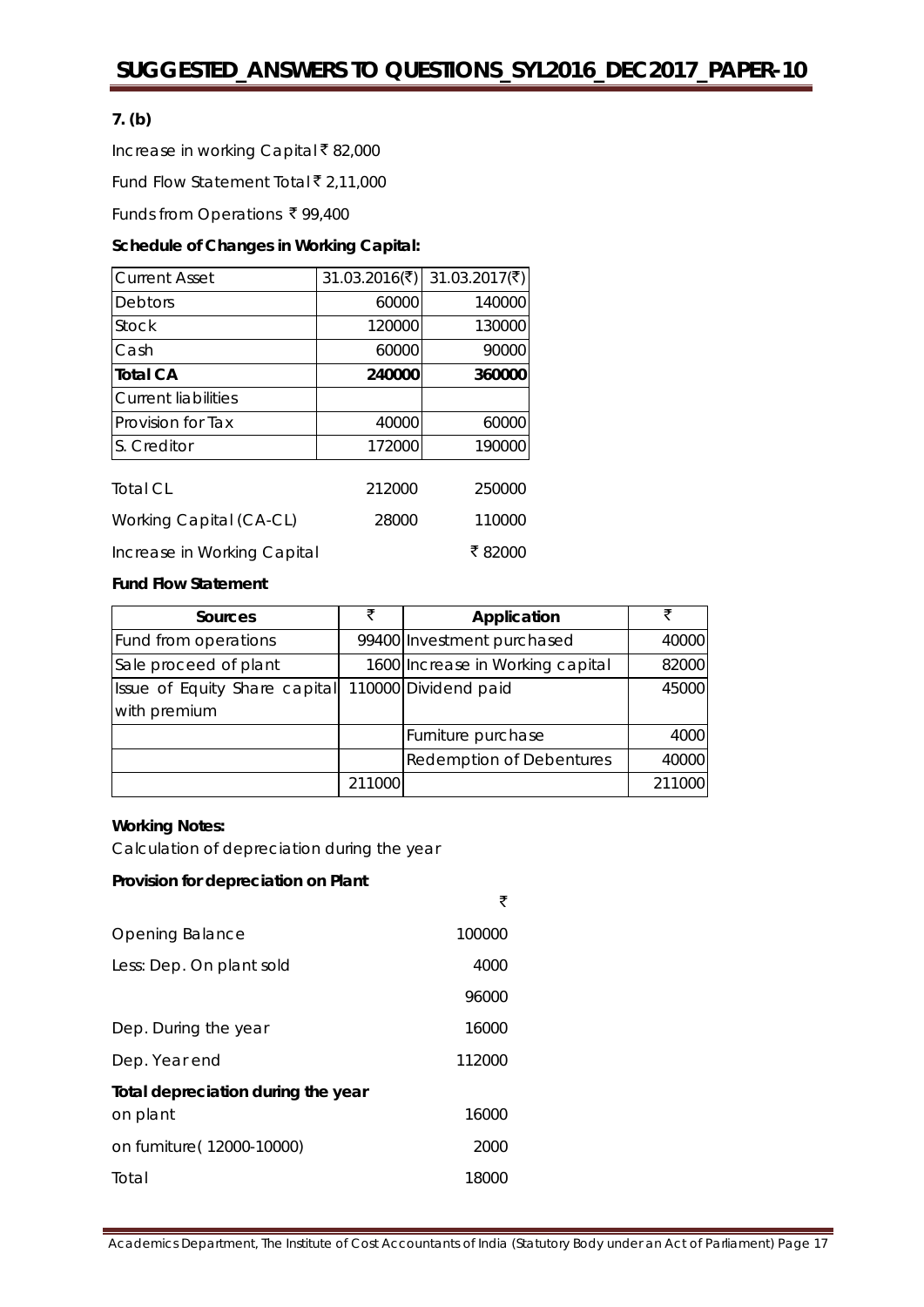**7. (b)**

Increase in working Capital ₹ 82,000

Fund Flow Statement Total ₹ 2,11,000

Funds from Operations ₹ 99,400

**Schedule of Changes in Working Capital:**

| Current Asset | 31.03.2016(₹) | 31.03.2017(₹) |
|---|---|---|
| Debtors | 60000 | 140000 |
| Stock | 120000 | 130000 |
| Cash | 60000 | 90000 |
| **Total CA** | **240000** | **360000** |
| Current liabilities | | |
| Provision for Tax | 40000 | 60000 |
| S. Creditor | 172000 | 190000 |
| Total CL | 212000 | 250000 |
| Working Capital (CA-CL) | 28000 | 110000 |
| Increase in Working Capital | | ₹ 82000 |

**Fund Flow Statement**

| Sources | ₹ | Application | ₹ |
|---|---|---|---|
| Fund from operations | 99400 | Investment purchased | 40000 |
| Sale proceed of plant | 1600 | Increase in Working capital | 82000 |
| Issue of Equity Share capital with premium | 110000 | Dividend paid | 45000 |
| | | Furniture purchase | 4000 |
| | | Redemption of Debentures | 40000 |
| | 211000 | | 211000 |

**Working Notes:**

Calculation of depreciation during the year

**Provision for depreciation on Plant**

| | ₹ |
|---|---|
| Opening Balance | 100000 |
| Less: Dep. On plant sold | 4000 |
| | 96000 |
| Dep. During the year | 16000 |
| Dep. Year end | 112000 |
| **Total depreciation during the year** | |
| on plant | 16000 |
| on furniture( 12000-10000) | 2000 |
| Total | 18000 |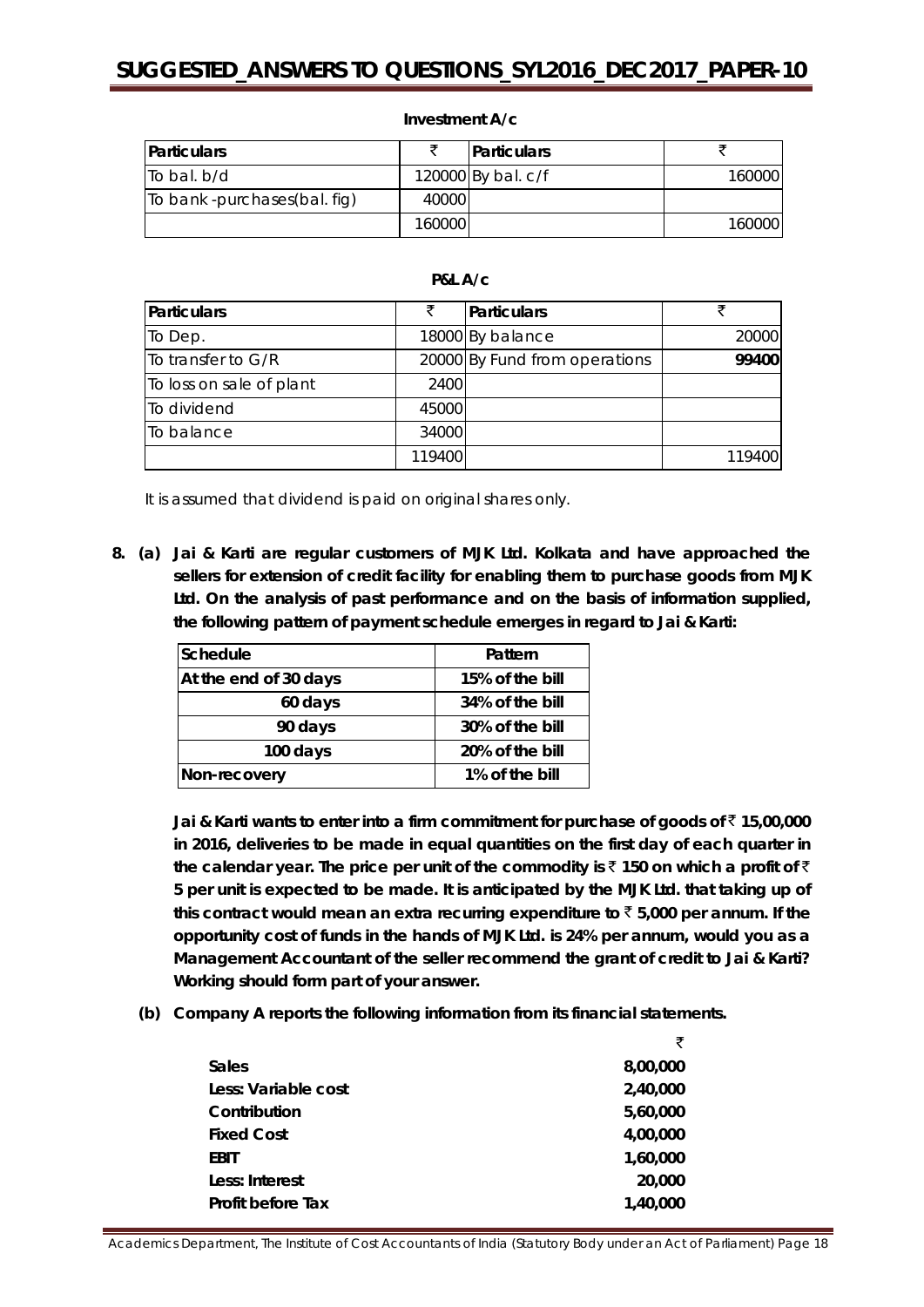**Investment A/c**

| Particulars | ₹ | Particulars | ₹ |
|---|---|---|---|
| To bal. b/d | 120000 | By bal. c/f | 160000 |
| To bank -purchases(bal. fig) | 40000 | | |
| | 160000 | | 160000 |

**P&L A/c**

| Particulars | ₹ | Particulars | ₹ |
|---|---|---|---|
| To Dep. | 18000 | By balance | 20000 |
| To transfer to G/R | 20000 | By Fund from operations | **99400** |
| To loss on sale of plant | 2400 | | |
| To dividend | 45000 | | |
| To balance | 34000 | | |
| | 119400 | | 119400 |

*It is assumed that dividend is paid on original shares only.*

**8. (a) Jai & Karti are regular customers of MJK Ltd. Kolkata and have approached the sellers for extension of credit facility for enabling them to purchase goods from MJK Ltd. On the analysis of past performance and on the basis of information supplied, the following pattern of payment schedule emerges in regard to Jai & Karti:**

| Schedule | Pattern |
|---|---|
| At the end of 30 days | 15% of the bill |
| 60 days | 34% of the bill |
| 90 days | 30% of the bill |
| 100 days | 20% of the bill |
| Non-recovery | 1% of the bill |

**Jai & Karti wants to enter into a firm commitment for purchase of goods of ₹ 15,00,000 in 2016, deliveries to be made in equal quantities on the first day of each quarter in the calendar year. The price per unit of the commodity is ₹ 150 on which a profit of ₹ 5 per unit is expected to be made. It is anticipated by the MJK Ltd. that taking up of this contract would mean an extra recurring expenditure to ₹ 5,000 per annum. If the opportunity cost of funds in the hands of MJK Ltd. is 24% per annum, would you as a Management Accountant of the seller recommend the grant of credit to Jai & Karti? Working should form part of your answer.**

**(b) Company A reports the following information from its financial statements.**

| | ₹ |
|---|---|
| **Sales** | **8,00,000** |
| **Less: Variable cost** | **2,40,000** |
| **Contribution** | **5,60,000** |
| **Fixed Cost** | **4,00,000** |
| **EBIT** | **1,60,000** |
| **Less: Interest** | **20,000** |
| **Profit before Tax** | **1,40,000** |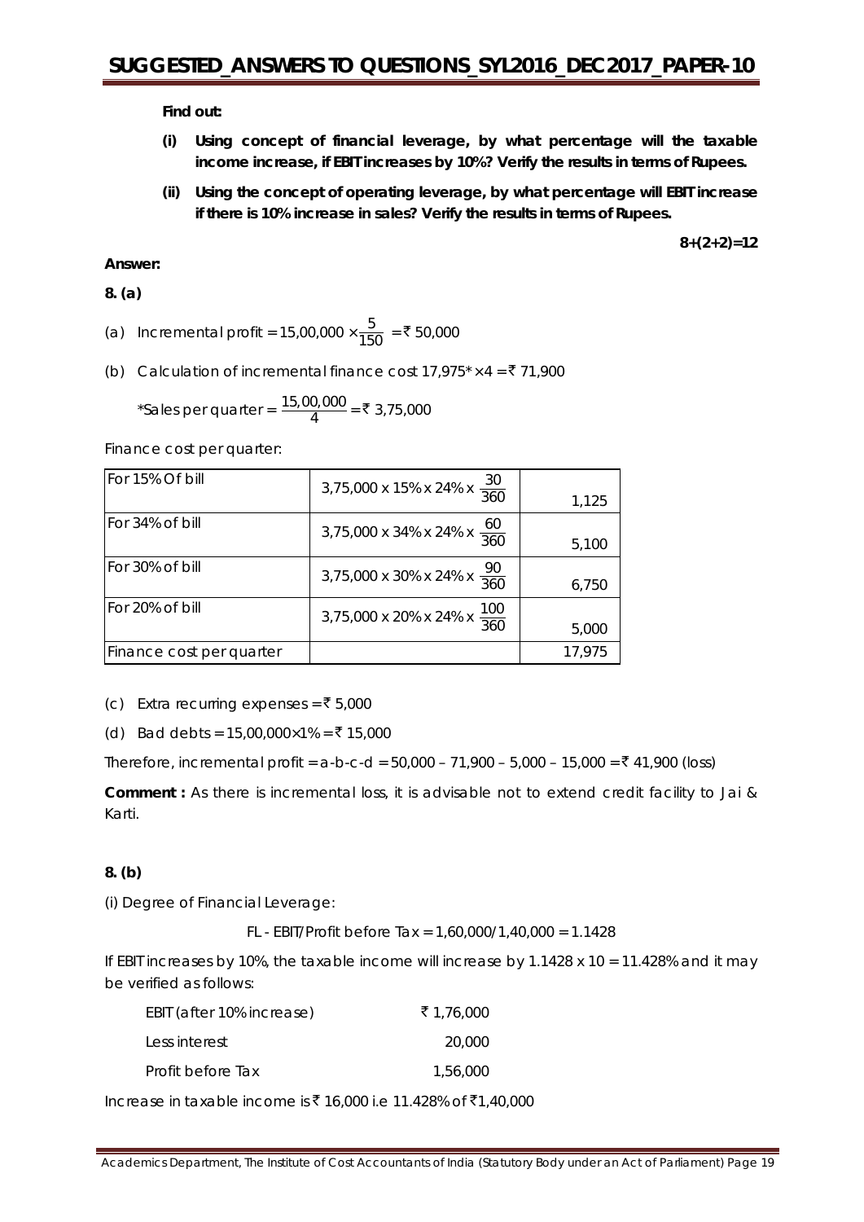**Find out:**

**(i) Using concept of financial leverage, by what percentage will the taxable income increase, if EBIT increases by 10%? Verify the results in terms of Rupees.**

**(ii) Using the concept of operating leverage, by what percentage will EBIT increase if there is 10% increase in sales? Verify the results in terms of Rupees.**

**8+(2+2)=12**

**Answer:**

**8. (a)**

(a) Incremental profit = $15,00,000 \times \frac{5}{150}$ = ₹ 50,000

(b) Calculation of incremental finance cost 17,975* × 4 = ₹ 71,900

*Sales per quarter = $\frac{15,00,000}{4}$ = ₹ 3,75,000

Finance cost per quarter:

| | | |
|---|---|---|
| For 15% Of bill | $3,75,000 \times 15\% \times 24\% \times \frac{30}{360}$ | 1,125 |
| For 34% of bill | $3,75,000 \times 34\% \times 24\% \times \frac{60}{360}$ | 5,100 |
| For 30% of bill | $3,75,000 \times 30\% \times 24\% \times \frac{90}{360}$ | 6,750 |
| For 20% of bill | $3,75,000 \times 20\% \times 24\% \times \frac{100}{360}$ | 5,000 |
| Finance cost per quarter | | 17,975 |

(c) Extra recurring expenses = ₹ 5,000

(d) Bad debts = 15,00,000×1% = ₹ 15,000

Therefore, incremental profit = a-b-c-d = 50,000 – 71,900 – 5,000 – 15,000 = ₹ 41,900 (loss)

**Comment :** As there is incremental loss, it is advisable not to extend credit facility to Jai & Karti.

**8. (b)**

(i) Degree of Financial Leverage:

FL - EBIT/Profit before Tax = 1,60,000/1,40,000 = 1.1428

If EBIT increases by 10%, the taxable income will increase by 1.1428 x 10 = 11.428% and it may be verified as follows:

| | |
|---|---|
| EBIT (after 10% increase) | ₹ 1,76,000 |
| Less interest | 20,000 |
| Profit before Tax | 1,56,000 |

Increase in taxable income is ₹ 16,000 i.e 11.428% of ₹1,40,000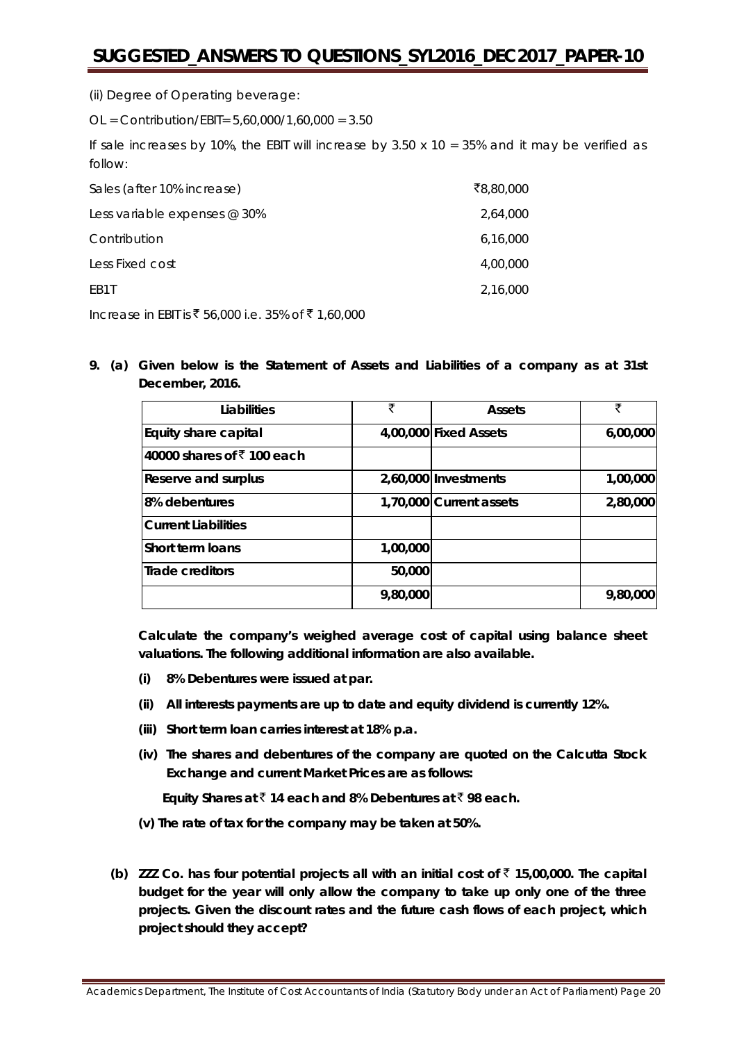(ii) Degree of Operating beverage:

OL = Contribution/EBIT= 5,60,000/1,60,000 = 3.50

If sale increases by 10%, the EBIT will increase by 3.50 x 10 = 35% and it may be verified as follow:

| | |
|---|---|
| Sales (after 10% increase) | ₹8,80,000 |
| Less variable expenses @ 30% | 2,64,000 |
| Contribution | 6,16,000 |
| Less Fixed cost | 4,00,000 |
| EB1T | 2,16,000 |

Increase in EBIT is ₹ 56,000 i.e. 35% of ₹ 1,60,000

**9. (a) Given below is the Statement of Assets and Liabilities of a company as at 31st December, 2016.**

| Liabilities | ₹ | Assets | ₹ |
|---|---|---|---|
| Equity share capital | 4,00,000 | Fixed Assets | 6,00,000 |
| 40000 shares of ₹ 100 each | | | |
| Reserve and surplus | 2,60,000 | Investments | 1,00,000 |
| 8% debentures | 1,70,000 | Current assets | 2,80,000 |
| Current Liabilities | | | |
| Short term loans | 1,00,000 | | |
| Trade creditors | 50,000 | | |
| | 9,80,000 | | 9,80,000 |

**Calculate the company's weighed average cost of capital using balance sheet valuations. The following additional information are also available.**

**(i) 8% Debentures were issued at par.**

**(ii) All interests payments are up to date and equity dividend is currently 12%.**

**(iii) Short term loan carries interest at 18% p.a.**

**(iv) The shares and debentures of the company are quoted on the Calcutta Stock Exchange and current Market Prices are as follows:**

**Equity Shares at ₹ 14 each and 8% Debentures at ₹ 98 each.**

**(v) The rate of tax for the company may be taken at 50%.**

**(b) ZZZ Co. has four potential projects all with an initial cost of ₹ 15,00,000. The capital budget for the year will only allow the company to take up only one of the three projects. Given the discount rates and the future cash flows of each project, which project should they accept?**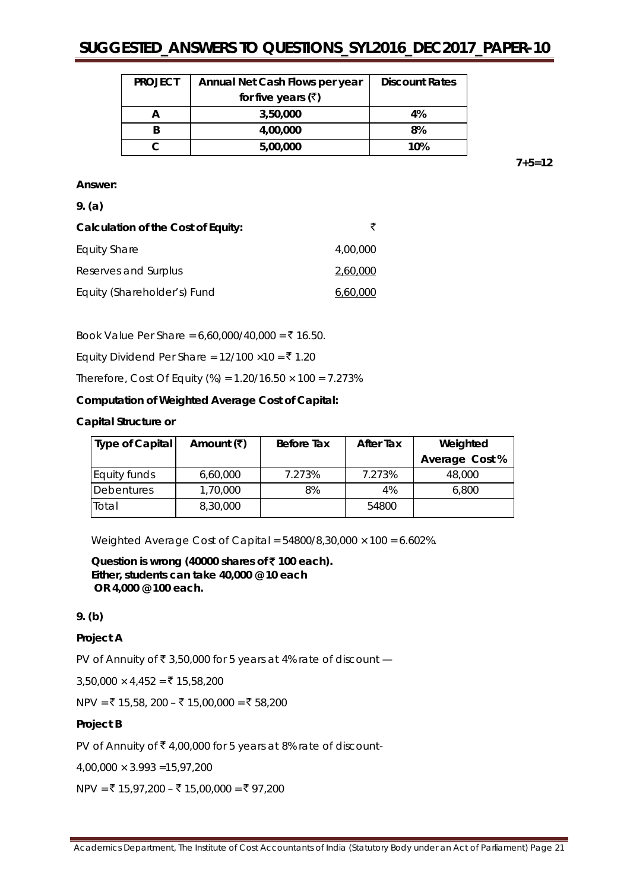| PROJECT | Annual Net Cash Flows per year for five years (₹) | Discount Rates |
|---|---|---|
| A | 3,50,000 | 4% |
| B | 4,00,000 | 8% |
| C | 5,00,000 | 10% |

7+5=12

**Answer:**

**9. (a)**

| **Calculation of the Cost of Equity:** | ₹ |
|---|---|
| Equity Share | 4,00,000 |
| Reserves and Surplus | 2,60,000 |
| Equity (Shareholder's) Fund | 6,60,000 |

Book Value Per Share = 6,60,000/40,000 = ₹ 16.50.

Equity Dividend Per Share = 12/100 ×10 = ₹ 1.20

Therefore, Cost Of Equity (%) = 1.20/16.50 × 100 = 7.273%

**Computation of Weighted Average Cost of Capital:**

**Capital Structure or**

| Type of Capital | Amount (₹) | Before Tax | After Tax | Weighted Average Cost % |
|---|---|---|---|---|
| Equity funds | 6,60,000 | 7.273% | 7.273% | 48,000 |
| Debentures | 1,70,000 | 8% | 4% | 6,800 |
| Total | 8,30,000 | | 54800 | |

Weighted Average Cost of Capital = 54800/8,30,000 × 100 = 6.602%.

**Question is wrong (40000 shares of ₹ 100 each).**
**Either, students can take 40,000 @ 10 each**
**OR 4,000 @ 100 each.**

**9. (b)**

**Project A**

PV of Annuity of ₹ 3,50,000 for 5 years at 4% rate of discount —

3,50,000 × 4,452 = ₹ 15,58,200

NPV = ₹ 15,58, 200 – ₹ 15,00,000 = ₹ 58,200

**Project B**

PV of Annuity of ₹ 4,00,000 for 5 years at 8% rate of discount-

4,00,000 × 3.993 =15,97,200

NPV = ₹ 15,97,200 – ₹ 15,00,000 = ₹ 97,200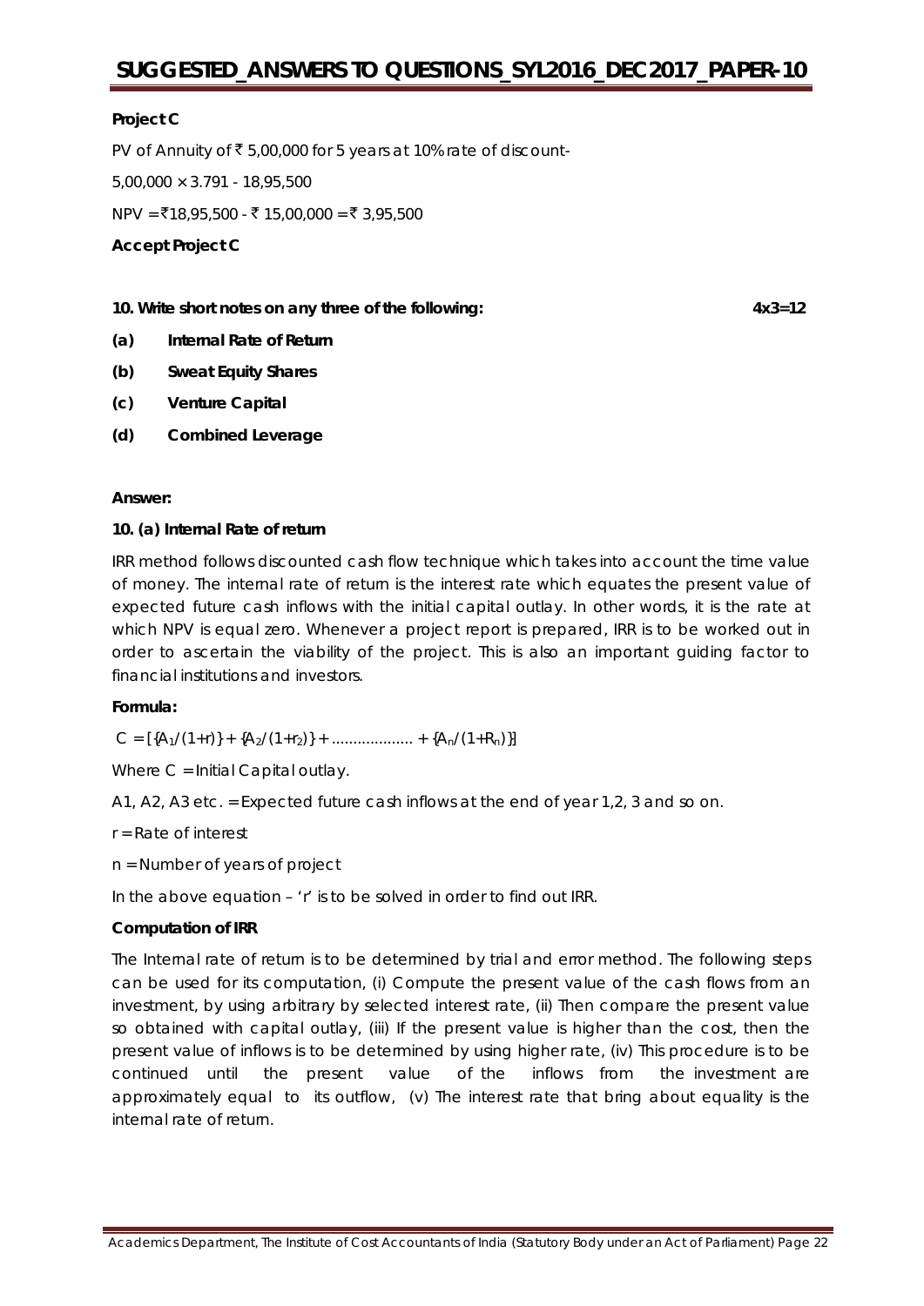**Project C**

PV of Annuity of ₹ 5,00,000 for 5 years at 10% rate of discount-

5,00,000 × 3.791 - 18,95,500

NPV = ₹18,95,500 - ₹ 15,00,000 = ₹ 3,95,500

**Accept Project C**

**10. Write short notes on any three of the following:** **4x3=12**

**(a) Internal Rate of Return**

**(b) Sweat Equity Shares**

**(c) Venture Capital**

**(d) Combined Leverage**

**Answer:**

**10. (a) Internal Rate of return**

IRR method follows discounted cash flow technique which takes into account the time value of money. The internal rate of return is the interest rate which equates the present value of expected future cash inflows with the initial capital outlay. In other words, it is the rate at which NPV is equal zero. Whenever a project report is prepared, IRR is to be worked out in order to ascertain the viability of the project. This is also an important guiding factor to financial institutions and investors.

**Formula:**

$C = [\{A_1/(1+r)\} + \{A_2/(1+r_2)\} + .................. + \{A_n/(1+R_n)\}]$

Where C = Initial Capital outlay.

A1, A2, A3 etc. = Expected future cash inflows at the end of year 1,2, 3 and so on.

r = Rate of interest

n = Number of years of project

In the above equation – 'r' is to be solved in order to find out IRR.

**Computation of IRR**

The Internal rate of return is to be determined by trial and error method. The following steps can be used for its computation, (i) Compute the present value of the cash flows from an investment, by using arbitrary by selected interest rate, (ii) Then compare the present value so obtained with capital outlay, (iii) If the present value is higher than the cost, then the present value of inflows is to be determined by using higher rate, (iv) This procedure is to be continued until the present value of the inflows from the investment are approximately equal to its outflow, (v) The interest rate that bring about equality is the internal rate of return.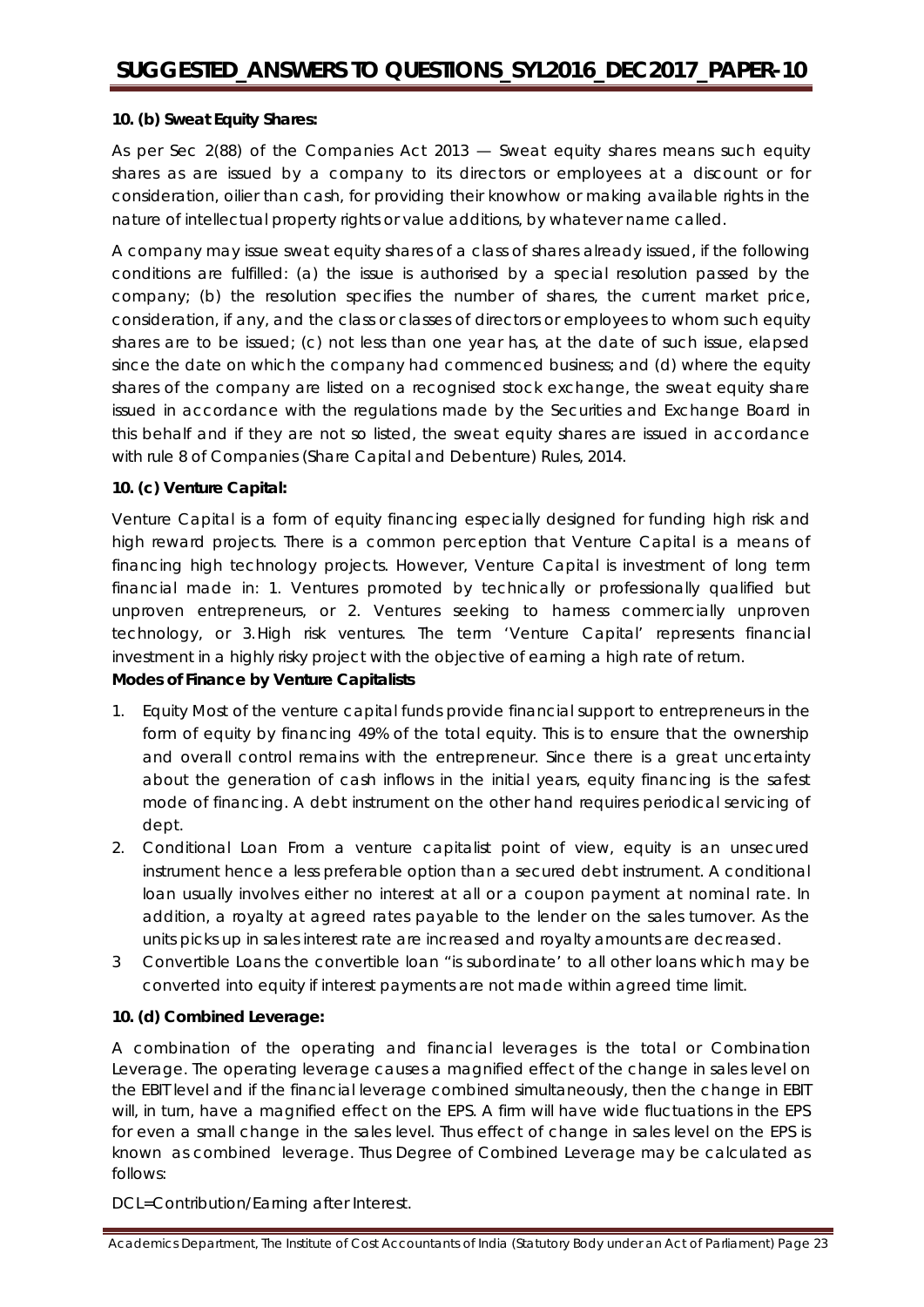**10. (b) Sweat Equity Shares:**

As per Sec 2(88) of the Companies Act 2013 — Sweat equity shares means such equity shares as are issued by a company to its directors or employees at a discount or for consideration, oilier than cash, for providing their knowhow or making available rights in the nature of intellectual property rights or value additions, by whatever name called.

A company may issue sweat equity shares of a class of shares already issued, if the following conditions are fulfilled: (a) the issue is authorised by a special resolution passed by the company; (b) the resolution specifies the number of shares, the current market price, consideration, if any, and the class or classes of directors or employees to whom such equity shares are to be issued; (c) not less than one year has, at the date of such issue, elapsed since the date on which the company had commenced business; and (d) where the equity shares of the company are listed on a recognised stock exchange, the sweat equity share issued in accordance with the regulations made by the Securities and Exchange Board in this behalf and if they are not so listed, the sweat equity shares are issued in accordance with rule 8 of Companies (Share Capital and Debenture) Rules, 2014.

**10. (c) Venture Capital:**

Venture Capital is a form of equity financing especially designed for funding high risk and high reward projects. There is a common perception that Venture Capital is a means of financing high technology projects. However, Venture Capital is investment of long term financial made in: 1. Ventures promoted by technically or professionally qualified but unproven entrepreneurs, or 2. Ventures seeking to harness commercially unproven technology, or 3.High risk ventures. The term 'Venture Capital' represents financial investment in a highly risky project with the objective of earning a high rate of return.

**Modes of Finance by Venture Capitalists**

1. Equity Most of the venture capital funds provide financial support to entrepreneurs in the form of equity by financing 49% of the total equity. This is to ensure that the ownership and overall control remains with the entrepreneur. Since there is a great uncertainty about the generation of cash inflows in the initial years, equity financing is the safest mode of financing. A debt instrument on the other hand requires periodical servicing of dept.
2. Conditional Loan From a venture capitalist point of view, equity is an unsecured instrument hence a less preferable option than a secured debt instrument. A conditional loan usually involves either no interest at all or a coupon payment at nominal rate. In addition, a royalty at agreed rates payable to the lender on the sales turnover. As the units picks up in sales interest rate are increased and royalty amounts are decreased.
3. Convertible Loans the convertible loan "is subordinate' to all other loans which may be converted into equity if interest payments are not made within agreed time limit.

**10. (d) Combined Leverage:**

A combination of the operating and financial leverages is the total or Combination Leverage. The operating leverage causes a magnified effect of the change in sales level on the EBIT level and if the financial leverage combined simultaneously, then the change in EBIT will, in turn, have a magnified effect on the EPS. A firm will have wide fluctuations in the EPS for even a small change in the sales level. Thus effect of change in sales level on the EPS is known as combined leverage. Thus Degree of Combined Leverage may be calculated as follows:

DCL=Contribution/Earning after Interest.